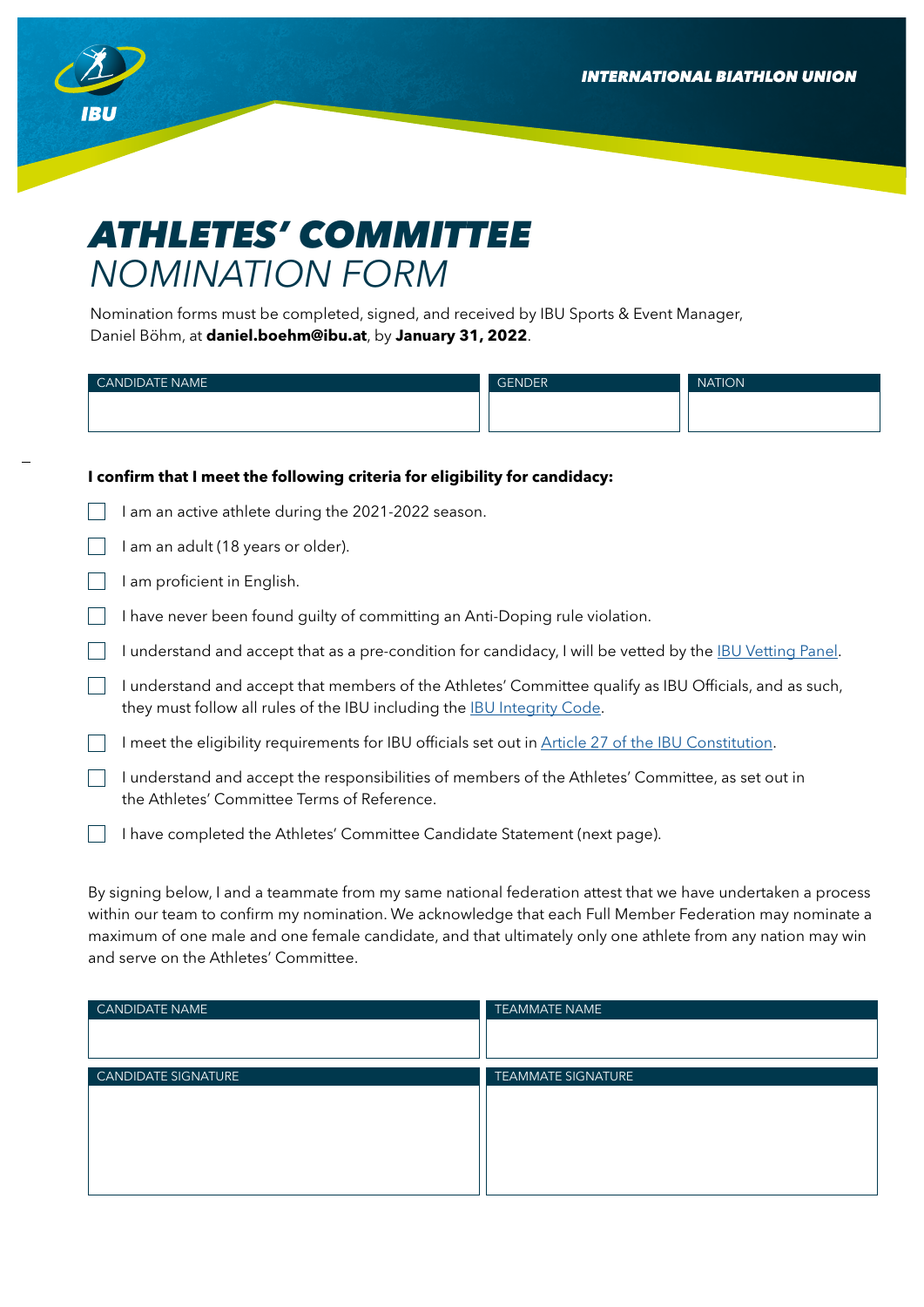INTERNATIONAL BIATHLON UNION

# ATHLETES' COMMITTEE NOMINATION FORM

Nomination forms must be completed, signed, and received by IBU Sports & Event Manager, Daniel Böhm, at **daniel.boehm@ibu.at**, by **January 31, 2022**.

| CANDIDATE NAME | GENDER | NATION |
| --- | --- | --- |
| | | |

**I confirm that I meet the following criteria for eligibility for candidacy:**

- [ ] I am an active athlete during the 2021-2022 season.
- [ ] I am an adult (18 years or older).
- [ ] I am proficient in English.
- [ ] I have never been found guilty of committing an Anti-Doping rule violation.
- [ ] I understand and accept that as a pre-condition for candidacy, I will be vetted by the IBU Vetting Panel.
- [ ] I understand and accept that members of the Athletes' Committee qualify as IBU Officials, and as such, they must follow all rules of the IBU including the IBU Integrity Code.
- [ ] I meet the eligibility requirements for IBU officials set out in Article 27 of the IBU Constitution.
- [ ] I understand and accept the responsibilities of members of the Athletes' Committee, as set out in the Athletes' Committee Terms of Reference.
- [ ] I have completed the Athletes' Committee Candidate Statement (next page).

By signing below, I and a teammate from my same national federation attest that we have undertaken a process within our team to confirm my nomination. We acknowledge that each Full Member Federation may nominate a maximum of one male and one female candidate, and that ultimately only one athlete from any nation may win and serve on the Athletes' Committee.

| CANDIDATE NAME | TEAMMATE NAME |
| --- | --- |
| | |

| CANDIDATE SIGNATURE | TEAMMATE SIGNATURE |
| --- | --- |
| | |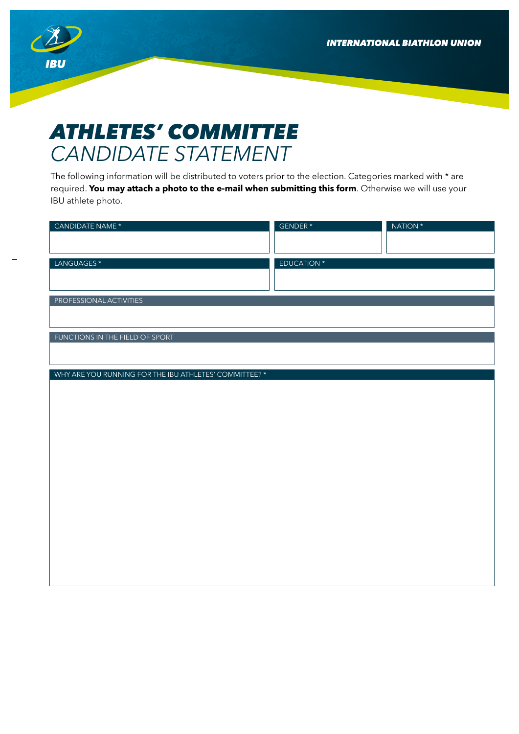INTERNATIONAL BIATHLON UNION

# ATHLETES' COMMITTEE
## CANDIDATE STATEMENT

The following information will be distributed to voters prior to the election. Categories marked with * are required. **You may attach a photo to the e-mail when submitting this form**. Otherwise we will use your IBU athlete photo.

| CANDIDATE NAME * | GENDER * | NATION * |
| --- | --- | --- |
| | | |

| LANGUAGES * | EDUCATION * |
| --- | --- |
| | |

| PROFESSIONAL ACTIVITIES |
| --- |
| |

| FUNCTIONS IN THE FIELD OF SPORT |
| --- |
| |

| WHY ARE YOU RUNNING FOR THE IBU ATHLETES' COMMITTEE? * |
| --- |
| |